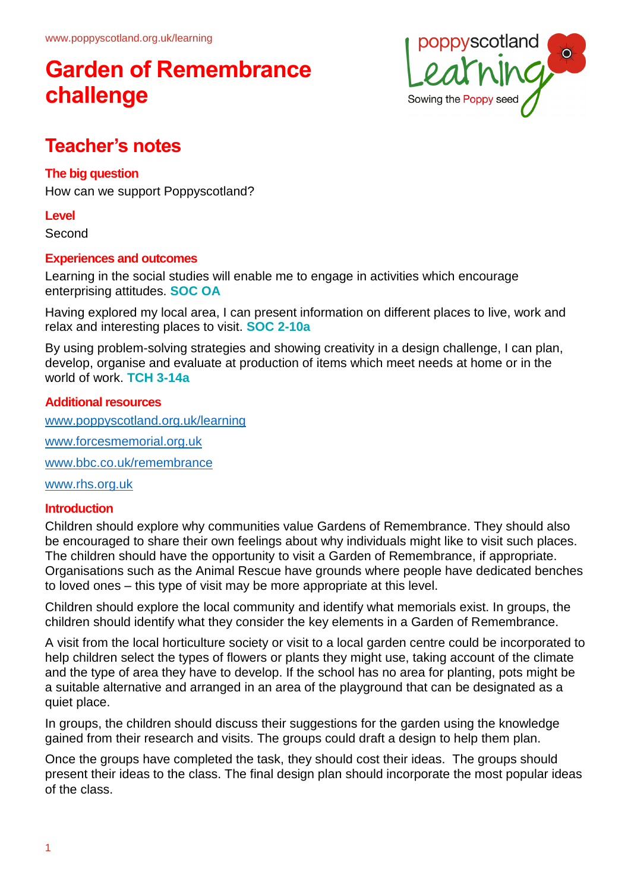www.poppyscotland.org.uk/learning

# Garden of Remembrance challenge

## Teacher's notes

### The big question

How can we support Poppyscotland?

### Level

Second

### Experiences and outcomes

Learning in the social studies will enable me to engage in activities which encourage enterprising attitudes. **SOC OA**

Having explored my local area, I can present information on different places to live, work and relax and interesting places to visit. **SOC 2-10a**

By using problem-solving strategies and showing creativity in a design challenge, I can plan, develop, organise and evaluate at production of items which meet needs at home or in the world of work. **TCH 3-14a**

### Additional resources

www.poppyscotland.org.uk/learning

www.forcesmemorial.org.uk

www.bbc.co.uk/remembrance

www.rhs.org.uk

### Introduction

Children should explore why communities value Gardens of Remembrance. They should also be encouraged to share their own feelings about why individuals might like to visit such places. The children should have the opportunity to visit a Garden of Remembrance, if appropriate. Organisations such as the Animal Rescue have grounds where people have dedicated benches to loved ones – this type of visit may be more appropriate at this level.

Children should explore the local community and identify what memorials exist. In groups, the children should identify what they consider the key elements in a Garden of Remembrance.

A visit from the local horticulture society or visit to a local garden centre could be incorporated to help children select the types of flowers or plants they might use, taking account of the climate and the type of area they have to develop. If the school has no area for planting, pots might be a suitable alternative and arranged in an area of the playground that can be designated as a quiet place.

In groups, the children should discuss their suggestions for the garden using the knowledge gained from their research and visits. The groups could draft a design to help them plan.

Once the groups have completed the task, they should cost their ideas. The groups should present their ideas to the class. The final design plan should incorporate the most popular ideas of the class.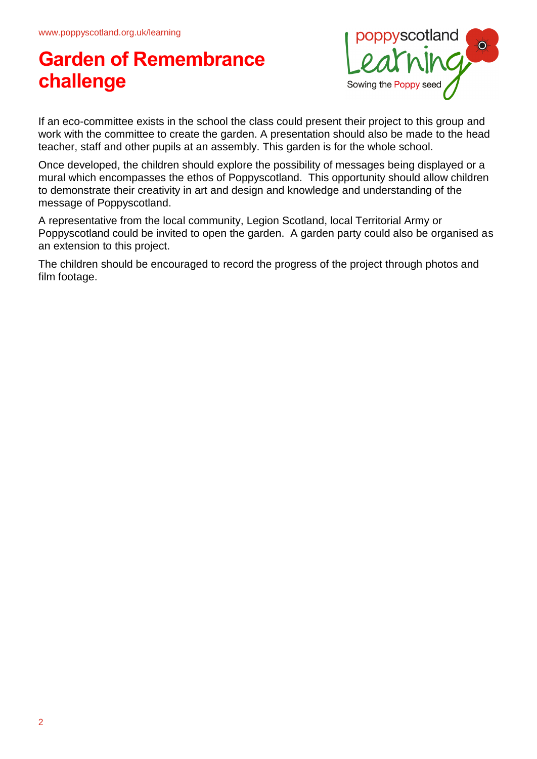# Garden of Remembrance challenge

If an eco-committee exists in the school the class could present their project to this group and work with the committee to create the garden. A presentation should also be made to the head teacher, staff and other pupils at an assembly. This garden is for the whole school.

Once developed, the children should explore the possibility of messages being displayed or a mural which encompasses the ethos of Poppyscotland. This opportunity should allow children to demonstrate their creativity in art and design and knowledge and understanding of the message of Poppyscotland.

A representative from the local community, Legion Scotland, local Territorial Army or Poppyscotland could be invited to open the garden. A garden party could also be organised as an extension to this project.

The children should be encouraged to record the progress of the project through photos and film footage.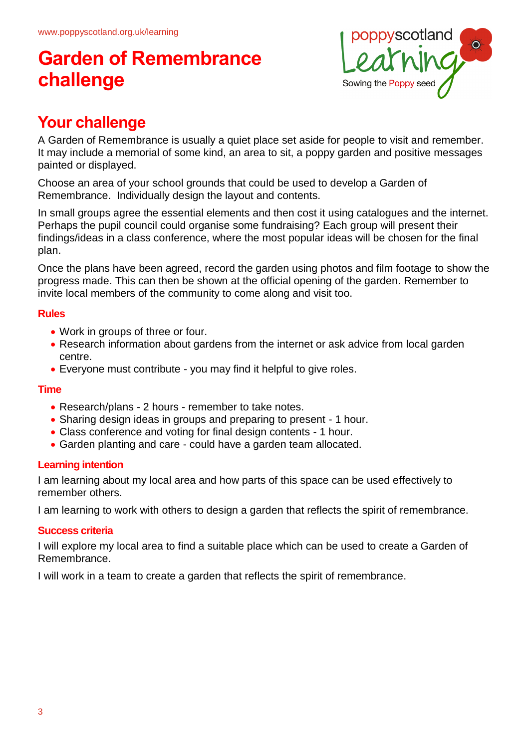# Garden of Remembrance challenge

## Your challenge

A Garden of Remembrance is usually a quiet place set aside for people to visit and remember. It may include a memorial of some kind, an area to sit, a poppy garden and positive messages painted or displayed.

Choose an area of your school grounds that could be used to develop a Garden of Remembrance. Individually design the layout and contents.

In small groups agree the essential elements and then cost it using catalogues and the internet. Perhaps the pupil council could organise some fundraising? Each group will present their findings/ideas in a class conference, where the most popular ideas will be chosen for the final plan.

Once the plans have been agreed, record the garden using photos and film footage to show the progress made. This can then be shown at the official opening of the garden. Remember to invite local members of the community to come along and visit too.

### Rules

- Work in groups of three or four.
- Research information about gardens from the internet or ask advice from local garden centre.
- Everyone must contribute - you may find it helpful to give roles.

### Time

- Research/plans - 2 hours - remember to take notes.
- Sharing design ideas in groups and preparing to present - 1 hour.
- Class conference and voting for final design contents - 1 hour.
- Garden planting and care - could have a garden team allocated.

### Learning intention

I am learning about my local area and how parts of this space can be used effectively to remember others.

I am learning to work with others to design a garden that reflects the spirit of remembrance.

### Success criteria

I will explore my local area to find a suitable place which can be used to create a Garden of Remembrance.

I will work in a team to create a garden that reflects the spirit of remembrance.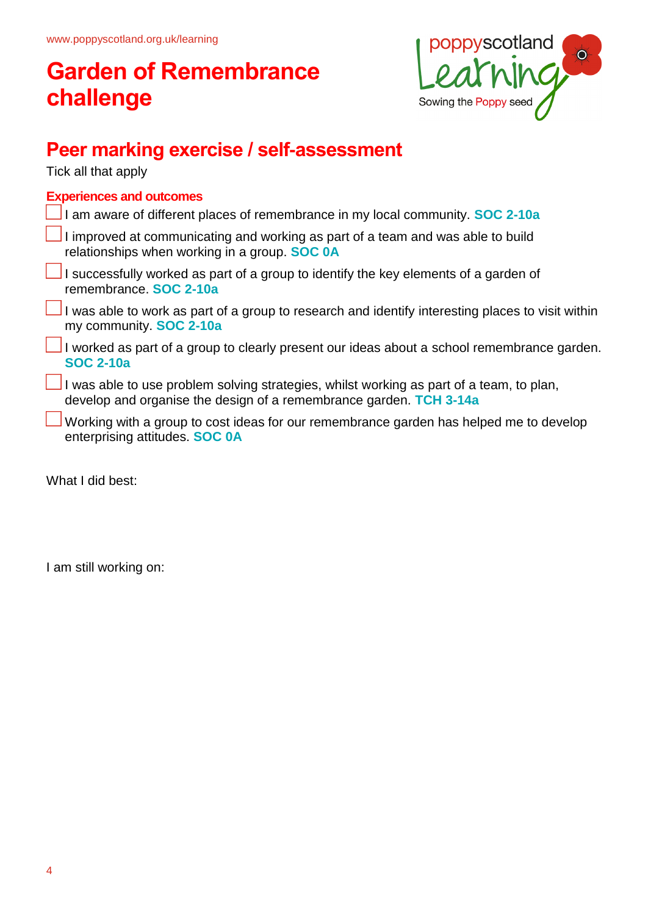www.poppyscotland.org.uk/learning

# Garden of Remembrance challenge

poppyscotland Learning
Sowing the Poppy seed

## Peer marking exercise / self-assessment

Tick all that apply

**Experiences and outcomes**

- ☐ I am aware of different places of remembrance in my local community. **SOC 2-10a**
- ☐ I improved at communicating and working as part of a team and was able to build relationships when working in a group. **SOC 0A**
- ☐ I successfully worked as part of a group to identify the key elements of a garden of remembrance. **SOC 2-10a**
- ☐ I was able to work as part of a group to research and identify interesting places to visit within my community. **SOC 2-10a**
- ☐ I worked as part of a group to clearly present our ideas about a school remembrance garden. **SOC 2-10a**
- ☐ I was able to use problem solving strategies, whilst working as part of a team, to plan, develop and organise the design of a remembrance garden. **TCH 3-14a**
- ☐ Working with a group to cost ideas for our remembrance garden has helped me to develop enterprising attitudes. **SOC 0A**

What I did best:

I am still working on: